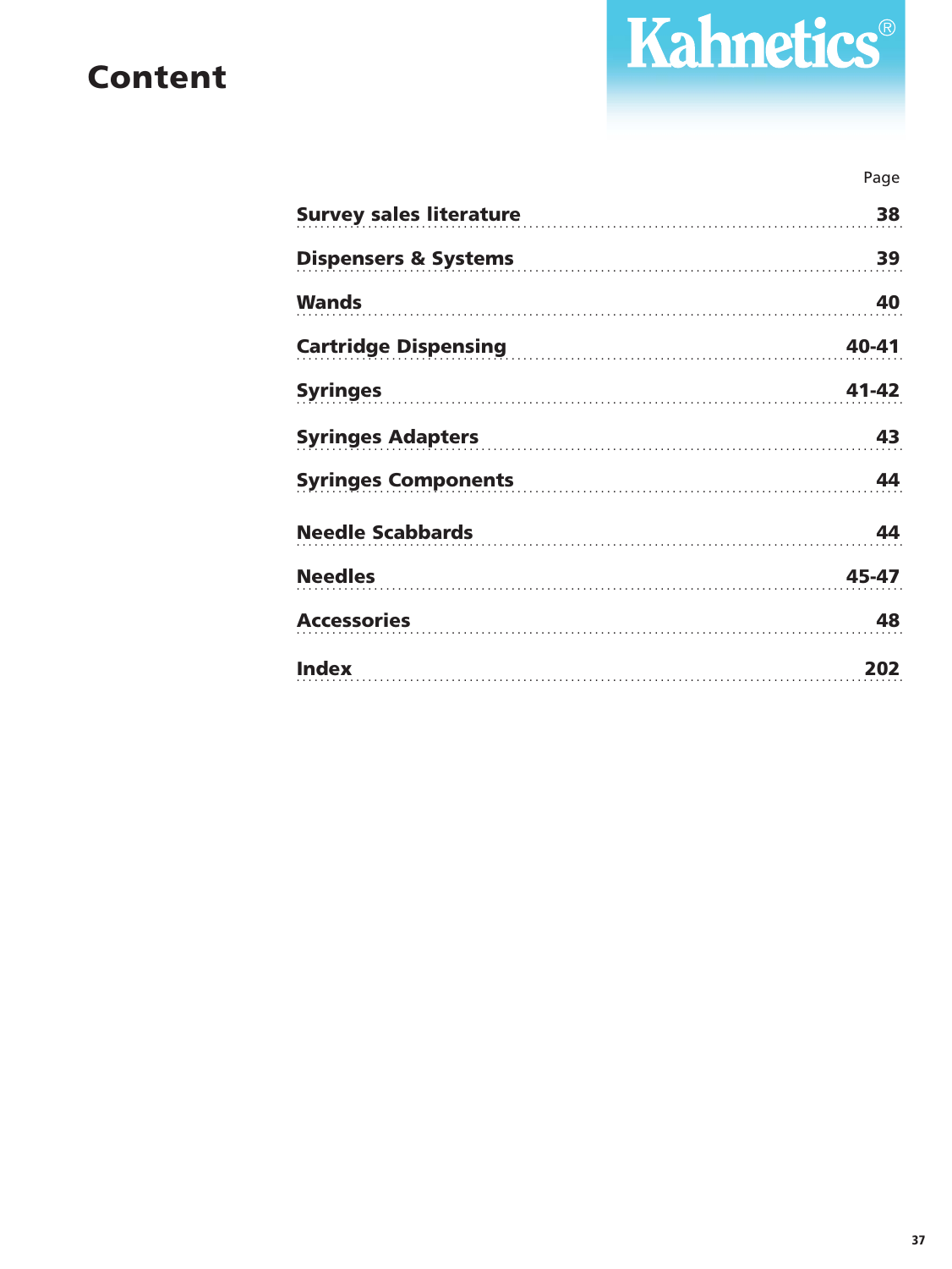# Content

**Kahnetics®**

| | Page |
|---|---|
| **Survey sales literature** | **38** |
| **Dispensers & Systems** | **39** |
| **Wands** | **40** |
| **Cartridge Dispensing** | **40-41** |
| **Syringes** | **41-42** |
| **Syringes Adapters** | **43** |
| **Syringes Components** | **44** |
| **Needle Scabbards** | **44** |
| **Needles** | **45-47** |
| **Accessories** | **48** |
| **Index** | **202** |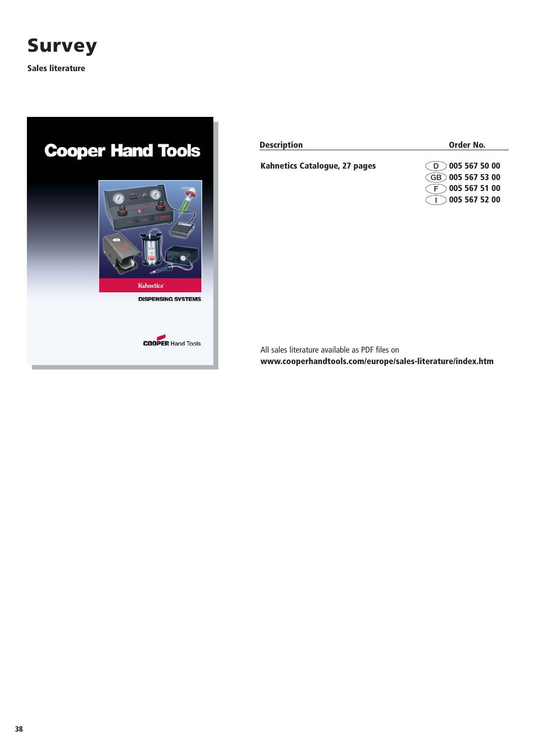# Survey

**Sales literature**

| Description | Order No. |
| --- | --- |
| **Kahnetics Catalogue, 27 pages** | D **005 567 50 00** |
| | GB **005 567 53 00** |
| | F **005 567 51 00** |
| | I **005 567 52 00** |

All sales literature available as PDF files on
**www.cooperhandtools.com/europe/sales-literature/index.htm**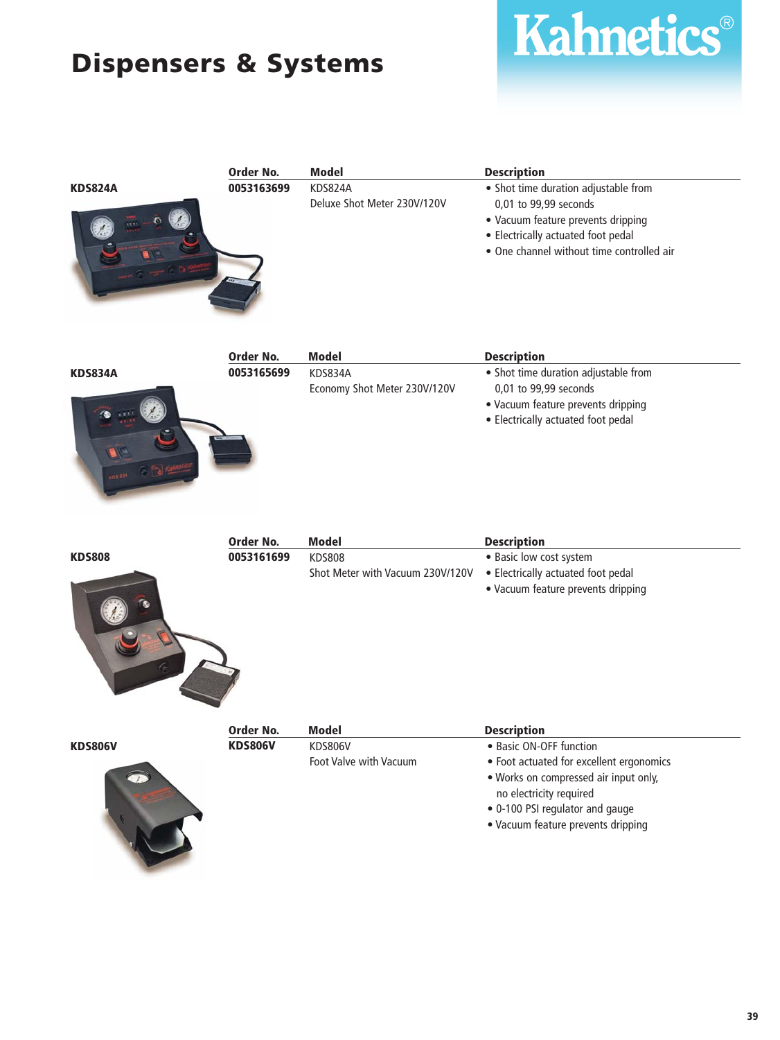# Dispensers & Systems

Kahnetics®

### KDS824A

| Order No. | Model | Description |
|---|---|---|
| **0053163699** | KDS824A<br>Deluxe Shot Meter 230V/120V | • Shot time duration adjustable from 0,01 to 99,99 seconds<br>• Vacuum feature prevents dripping<br>• Electrically actuated foot pedal<br>• One channel without time controlled air |

### KDS834A

| Order No. | Model | Description |
|---|---|---|
| **0053165699** | KDS834A<br>Economy Shot Meter 230V/120V | • Shot time duration adjustable from 0,01 to 99,99 seconds<br>• Vacuum feature prevents dripping<br>• Electrically actuated foot pedal |

### KDS808

| Order No. | Model | Description |
|---|---|---|
| **0053161699** | KDS808<br>Shot Meter with Vacuum 230V/120V | • Basic low cost system<br>• Electrically actuated foot pedal<br>• Vacuum feature prevents dripping |

### KDS806V

| Order No. | Model | Description |
|---|---|---|
| **KDS806V** | KDS806V<br>Foot Valve with Vacuum | • Basic ON-OFF function<br>• Foot actuated for excellent ergonomics<br>• Works on compressed air input only, no electricity required<br>• 0-100 PSI regulator and gauge<br>• Vacuum feature prevents dripping |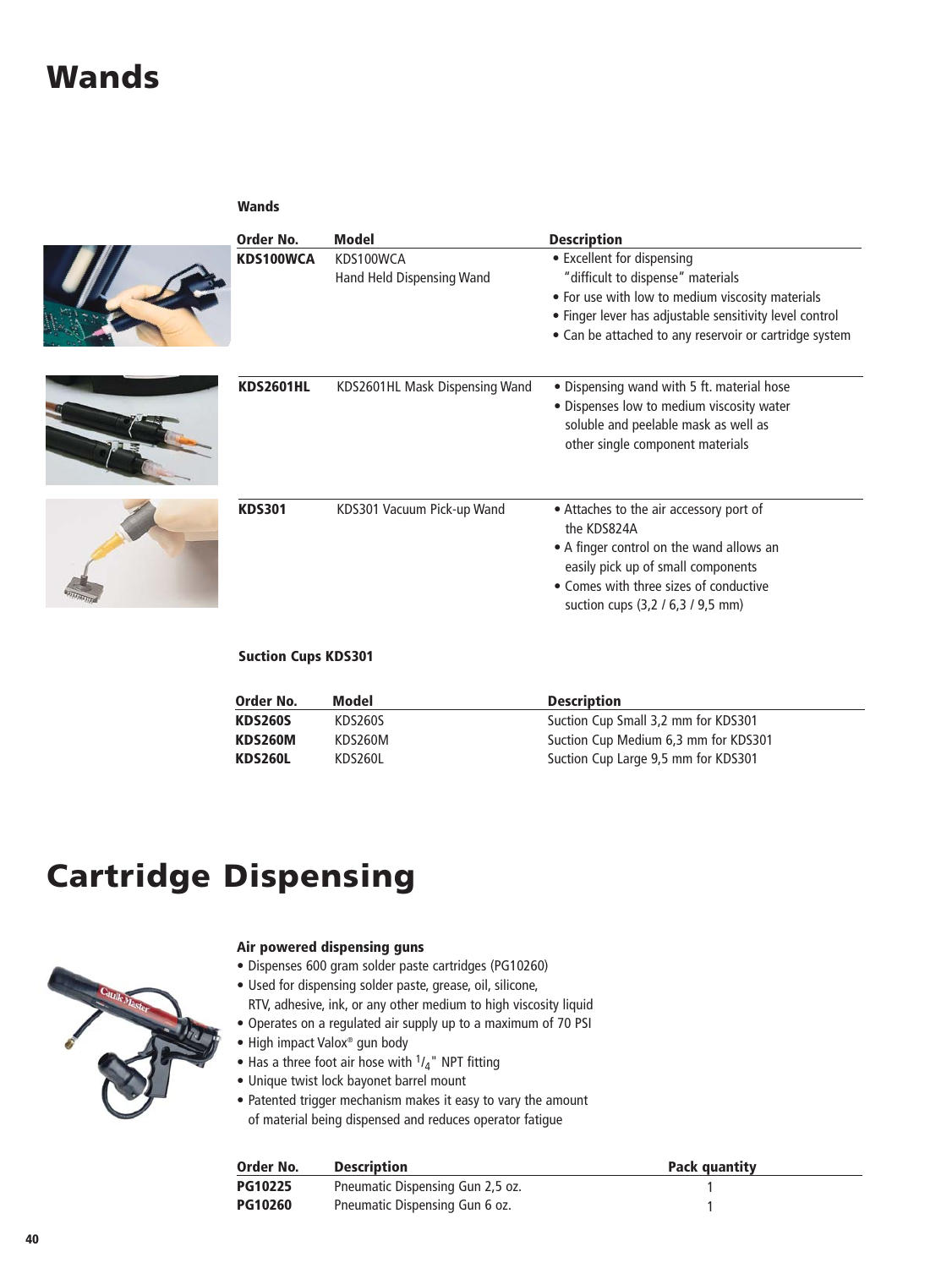# Wands

**Wands**

| Order No. | Model | Description |
|---|---|---|
| **KDS100WCA** | KDS100WCA Hand Held Dispensing Wand | • Excellent for dispensing "difficult to dispense" materials<br>• For use with low to medium viscosity materials<br>• Finger lever has adjustable sensitivity level control<br>• Can be attached to any reservoir or cartridge system |
| **KDS2601HL** | KDS2601HL Mask Dispensing Wand | • Dispensing wand with 5 ft. material hose<br>• Dispenses low to medium viscosity water soluble and peelable mask as well as other single component materials |
| **KDS301** | KDS301 Vacuum Pick-up Wand | • Attaches to the air accessory port of the KDS824A<br>• A finger control on the wand allows an easily pick up of small components<br>• Comes with three sizes of conductive suction cups (3,2 / 6,3 / 9,5 mm) |

**Suction Cups KDS301**

| Order No. | Model | Description |
|---|---|---|
| **KDS260S** | KDS260S | Suction Cup Small 3,2 mm for KDS301 |
| **KDS260M** | KDS260M | Suction Cup Medium 6,3 mm for KDS301 |
| **KDS260L** | KDS260L | Suction Cup Large 9,5 mm for KDS301 |

# Cartridge Dispensing

**Air powered dispensing guns**

- Dispenses 600 gram solder paste cartridges (PG10260)
- Used for dispensing solder paste, grease, oil, silicone, RTV, adhesive, ink, or any other medium to high viscosity liquid
- Operates on a regulated air supply up to a maximum of 70 PSI
- High impact Valox® gun body
- Has a three foot air hose with 1/4" NPT fitting
- Unique twist lock bayonet barrel mount
- Patented trigger mechanism makes it easy to vary the amount of material being dispensed and reduces operator fatigue

| Order No. | Description | Pack quantity |
|---|---|---|
| **PG10225** | Pneumatic Dispensing Gun 2,5 oz. | 1 |
| **PG10260** | Pneumatic Dispensing Gun 6 oz. | 1 |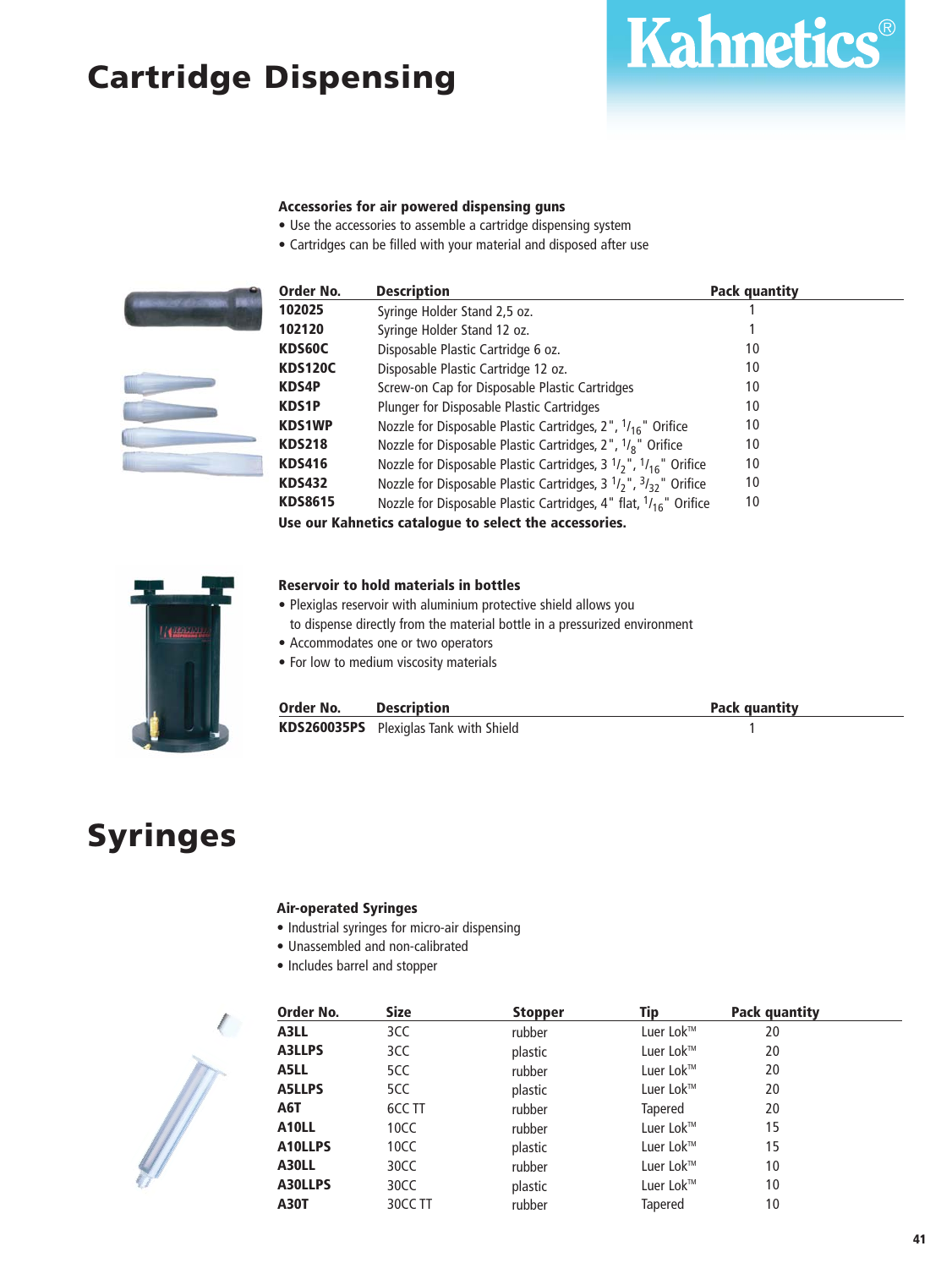# Cartridge Dispensing

Kahnetics®

**Accessories for air powered dispensing guns**

- Use the accessories to assemble a cartridge dispensing system
- Cartridges can be filled with your material and disposed after use

| Order No. | Description | Pack quantity |
|---|---|---|
| **102025** | Syringe Holder Stand 2,5 oz. | 1 |
| **102120** | Syringe Holder Stand 12 oz. | 1 |
| **KDS60C** | Disposable Plastic Cartridge 6 oz. | 10 |
| **KDS120C** | Disposable Plastic Cartridge 12 oz. | 10 |
| **KDS4P** | Screw-on Cap for Disposable Plastic Cartridges | 10 |
| **KDS1P** | Plunger for Disposable Plastic Cartridges | 10 |
| **KDS1WP** | Nozzle for Disposable Plastic Cartridges, 2", 1/16" Orifice | 10 |
| **KDS218** | Nozzle for Disposable Plastic Cartridges, 2", 1/8" Orifice | 10 |
| **KDS416** | Nozzle for Disposable Plastic Cartridges, 3 1/2", 1/16" Orifice | 10 |
| **KDS432** | Nozzle for Disposable Plastic Cartridges, 3 1/2", 3/32" Orifice | 10 |
| **KDS8615** | Nozzle for Disposable Plastic Cartridges, 4" flat, 1/16" Orifice | 10 |

**Use our Kahnetics catalogue to select the accessories.**

**Reservoir to hold materials in bottles**

- Plexiglas reservoir with aluminium protective shield allows you to dispense directly from the material bottle in a pressurized environment
- Accommodates one or two operators
- For low to medium viscosity materials

| Order No. | Description | Pack quantity |
|---|---|---|
| **KDS260035PS** | Plexiglas Tank with Shield | 1 |

# Syringes

**Air-operated Syringes**

- Industrial syringes for micro-air dispensing
- Unassembled and non-calibrated
- Includes barrel and stopper

| Order No. | Size | Stopper | Tip | Pack quantity |
|---|---|---|---|---|
| **A3LL** | 3CC | rubber | Luer Lok™ | 20 |
| **A3LLPS** | 3CC | plastic | Luer Lok™ | 20 |
| **A5LL** | 5CC | rubber | Luer Lok™ | 20 |
| **A5LLPS** | 5CC | plastic | Luer Lok™ | 20 |
| **A6T** | 6CC TT | rubber | Tapered | 20 |
| **A10LL** | 10CC | rubber | Luer Lok™ | 15 |
| **A10LLPS** | 10CC | plastic | Luer Lok™ | 15 |
| **A30LL** | 30CC | rubber | Luer Lok™ | 10 |
| **A30LLPS** | 30CC | plastic | Luer Lok™ | 10 |
| **A30T** | 30CC TT | rubber | Tapered | 10 |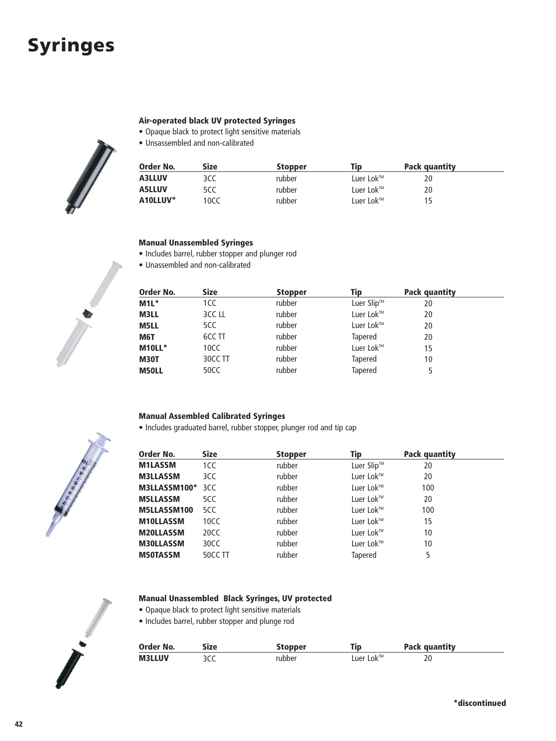# Syringes

### Air-operated black UV protected Syringes

- Opaque black to protect light sensitive materials
- Unassembled and non-calibrated

| Order No. | Size | Stopper | Tip | Pack quantity |
|---|---|---|---|---|
| **A3LLUV** | 3CC | rubber | Luer Lok™ | 20 |
| **A5LLUV** | 5CC | rubber | Luer Lok™ | 20 |
| **A10LLUV*** | 10CC | rubber | Luer Lok™ | 15 |

### Manual Unassembled Syringes

- Includes barrel, rubber stopper and plunger rod
- Unassembled and non-calibrated

| Order No. | Size | Stopper | Tip | Pack quantity |
|---|---|---|---|---|
| **M1L*** | 1CC | rubber | Luer Slip™ | 20 |
| **M3LL** | 3CC LL | rubber | Luer Lok™ | 20 |
| **M5LL** | 5CC | rubber | Luer Lok™ | 20 |
| **M6T** | 6CC TT | rubber | Tapered | 20 |
| **M10LL*** | 10CC | rubber | Luer Lok™ | 15 |
| **M30T** | 30CC TT | rubber | Tapered | 10 |
| **M50LL** | 50CC | rubber | Tapered | 5 |

### Manual Assembled Calibrated Syringes

- Includes graduated barrel, rubber stopper, plunger rod and tip cap

| Order No. | Size | Stopper | Tip | Pack quantity |
|---|---|---|---|---|
| **M1LASSM** | 1CC | rubber | Luer Slip™ | 20 |
| **M3LLASSM** | 3CC | rubber | Luer Lok™ | 20 |
| **M3LLASSM100*** | 3CC | rubber | Luer Lok™ | 100 |
| **M5LLASSM** | 5CC | rubber | Luer Lok™ | 20 |
| **M5LLASSM100** | 5CC | rubber | Luer Lok™ | 100 |
| **M10LLASSM** | 10CC | rubber | Luer Lok™ | 15 |
| **M20LLASSM** | 20CC | rubber | Luer Lok™ | 10 |
| **M30LLASSM** | 30CC | rubber | Luer Lok™ | 10 |
| **M50TASSM** | 50CC TT | rubber | Tapered | 5 |

### Manual Unassembled Black Syringes, UV protected

- Opaque black to protect light sensitive materials
- Includes barrel, rubber stopper and plunge rod

| Order No. | Size | Stopper | Tip | Pack quantity |
|---|---|---|---|---|
| **M3LLUV** | 3CC | rubber | Luer Lok™ | 20 |

**\*discontinued**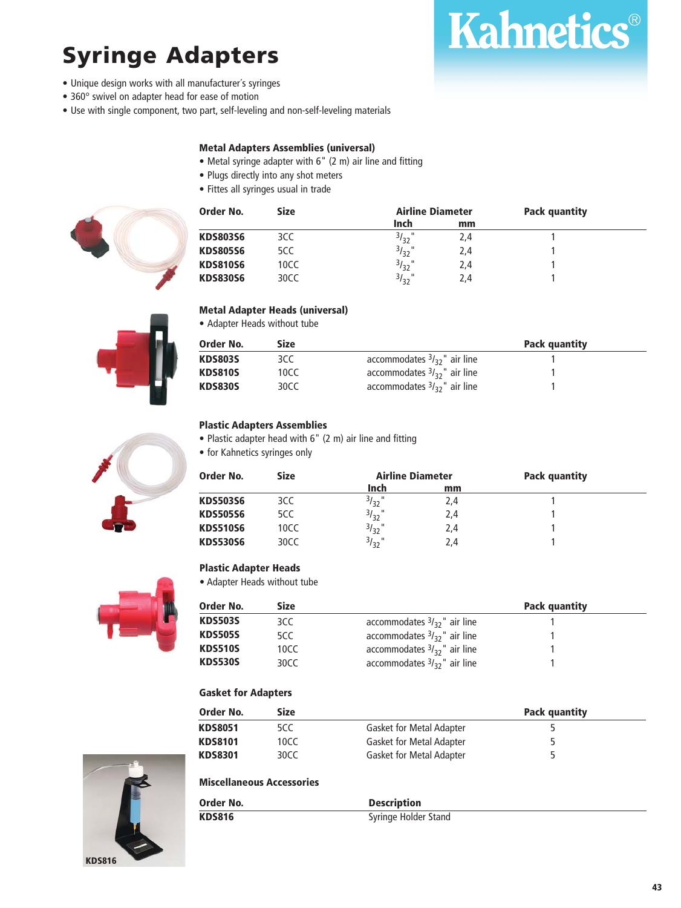# Syringe Adapters

Kahnetics®

- Unique design works with all manufacturer´s syringes
- 360° swivel on adapter head for ease of motion
- Use with single component, two part, self-leveling and non-self-leveling materials

### Metal Adapters Assemblies (universal)

- Metal syringe adapter with 6" (2 m) air line and fitting
- Plugs directly into any shot meters
- Fittes all syringes usual in trade

| Order No. | Size | Airline Diameter | | Pack quantity |
|---|---|---|---|---|
| | | Inch | mm | |
| KDS803S6 | 3CC | $^{3}/_{32}$" | 2,4 | 1 |
| KDS805S6 | 5CC | $^{3}/_{32}$" | 2,4 | 1 |
| KDS810S6 | 10CC | $^{3}/_{32}$" | 2,4 | 1 |
| KDS830S6 | 30CC | $^{3}/_{32}$" | 2,4 | 1 |

### Metal Adapter Heads (universal)

- Adapter Heads without tube

| Order No. | Size | | Pack quantity |
|---|---|---|---|
| KDS803S | 3CC | accommodates $^{3}/_{32}$" air line | 1 |
| KDS810S | 10CC | accommodates $^{3}/_{32}$" air line | 1 |
| KDS830S | 30CC | accommodates $^{3}/_{32}$" air line | 1 |

### Plastic Adapters Assemblies

- Plastic adapter head with 6" (2 m) air line and fitting
- for Kahnetics syringes only

| Order No. | Size | Airline Diameter | | Pack quantity |
|---|---|---|---|---|
| | | Inch | mm | |
| KDS503S6 | 3CC | $^{3}/_{32}$" | 2,4 | 1 |
| KDS505S6 | 5CC | $^{3}/_{32}$" | 2,4 | 1 |
| KDS510S6 | 10CC | $^{3}/_{32}$" | 2,4 | 1 |
| KDS530S6 | 30CC | $^{3}/_{32}$" | 2,4 | 1 |

### Plastic Adapter Heads

- Adapter Heads without tube

| Order No. | Size | | Pack quantity |
|---|---|---|---|
| KDS503S | 3CC | accommodates $^{3}/_{32}$" air line | 1 |
| KDS505S | 5CC | accommodates $^{3}/_{32}$" air line | 1 |
| KDS510S | 10CC | accommodates $^{3}/_{32}$" air line | 1 |
| KDS530S | 30CC | accommodates $^{3}/_{32}$" air line | 1 |

### Gasket for Adapters

| Order No. | Size | | Pack quantity |
|---|---|---|---|
| KDS8051 | 5CC | Gasket for Metal Adapter | 5 |
| KDS8101 | 10CC | Gasket for Metal Adapter | 5 |
| KDS8301 | 30CC | Gasket for Metal Adapter | 5 |

### Miscellaneous Accessories

| Order No. | Description |
|---|---|
| KDS816 | Syringe Holder Stand |

KDS816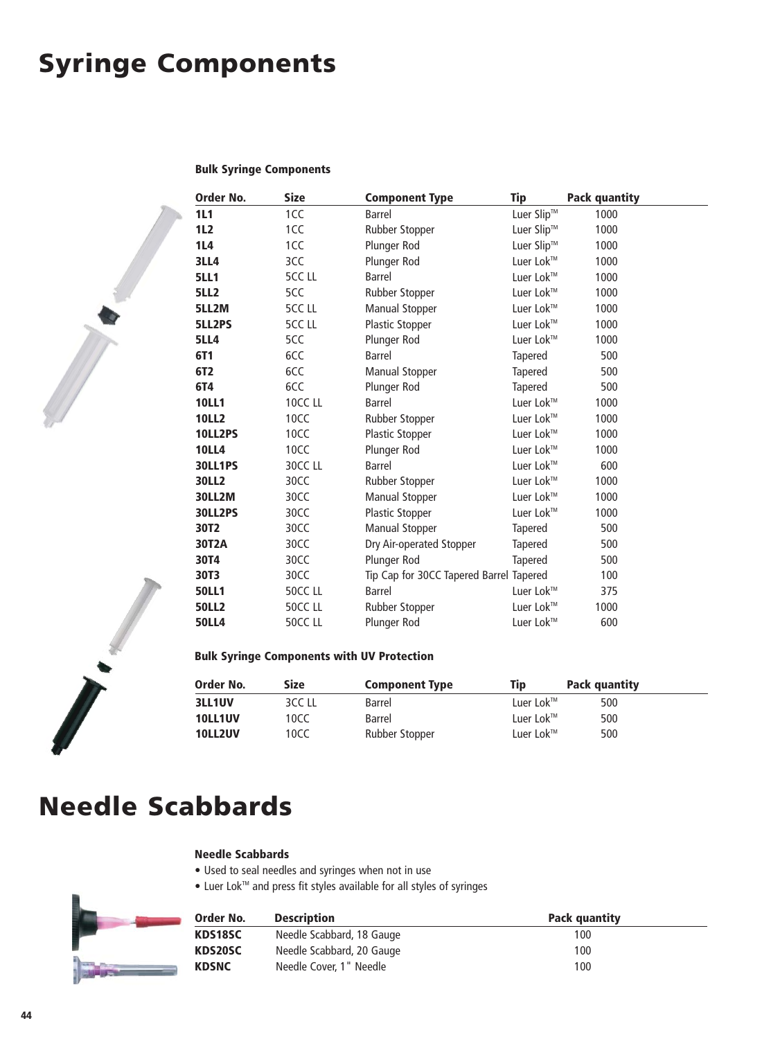# Syringe Components

### Bulk Syringe Components

| Order No. | Size | Component Type | Tip | Pack quantity |
|---|---|---|---|---|
| **1L1** | 1CC | Barrel | Luer Slip™ | 1000 |
| **1L2** | 1CC | Rubber Stopper | Luer Slip™ | 1000 |
| **1L4** | 1CC | Plunger Rod | Luer Slip™ | 1000 |
| **3LL4** | 3CC | Plunger Rod | Luer Lok™ | 1000 |
| **5LL1** | 5CC LL | Barrel | Luer Lok™ | 1000 |
| **5LL2** | 5CC | Rubber Stopper | Luer Lok™ | 1000 |
| **5LL2M** | 5CC LL | Manual Stopper | Luer Lok™ | 1000 |
| **5LL2PS** | 5CC LL | Plastic Stopper | Luer Lok™ | 1000 |
| **5LL4** | 5CC | Plunger Rod | Luer Lok™ | 1000 |
| **6T1** | 6CC | Barrel | Tapered | 500 |
| **6T2** | 6CC | Manual Stopper | Tapered | 500 |
| **6T4** | 6CC | Plunger Rod | Tapered | 500 |
| **10LL1** | 10CC LL | Barrel | Luer Lok™ | 1000 |
| **10LL2** | 10CC | Rubber Stopper | Luer Lok™ | 1000 |
| **10LL2PS** | 10CC | Plastic Stopper | Luer Lok™ | 1000 |
| **10LL4** | 10CC | Plunger Rod | Luer Lok™ | 1000 |
| **30LL1PS** | 30CC LL | Barrel | Luer Lok™ | 600 |
| **30LL2** | 30CC | Rubber Stopper | Luer Lok™ | 1000 |
| **30LL2M** | 30CC | Manual Stopper | Luer Lok™ | 1000 |
| **30LL2PS** | 30CC | Plastic Stopper | Luer Lok™ | 1000 |
| **30T2** | 30CC | Manual Stopper | Tapered | 500 |
| **30T2A** | 30CC | Dry Air-operated Stopper | Tapered | 500 |
| **30T4** | 30CC | Plunger Rod | Tapered | 500 |
| **30T3** | 30CC | Tip Cap for 30CC Tapered Barrel | Tapered | 100 |
| **50LL1** | 50CC LL | Barrel | Luer Lok™ | 375 |
| **50LL2** | 50CC LL | Rubber Stopper | Luer Lok™ | 1000 |
| **50LL4** | 50CC LL | Plunger Rod | Luer Lok™ | 600 |

### Bulk Syringe Components with UV Protection

| Order No. | Size | Component Type | Tip | Pack quantity |
|---|---|---|---|---|
| **3LL1UV** | 3CC LL | Barrel | Luer Lok™ | 500 |
| **10LL1UV** | 10CC | Barrel | Luer Lok™ | 500 |
| **10LL2UV** | 10CC | Rubber Stopper | Luer Lok™ | 500 |

# Needle Scabbards

### Needle Scabbards

- Used to seal needles and syringes when not in use
- Luer Lok™ and press fit styles available for all styles of syringes

| Order No. | Description | Pack quantity |
|---|---|---|
| **KDS18SC** | Needle Scabbard, 18 Gauge | 100 |
| **KDS20SC** | Needle Scabbard, 20 Gauge | 100 |
| **KDSNC** | Needle Cover, 1" Needle | 100 |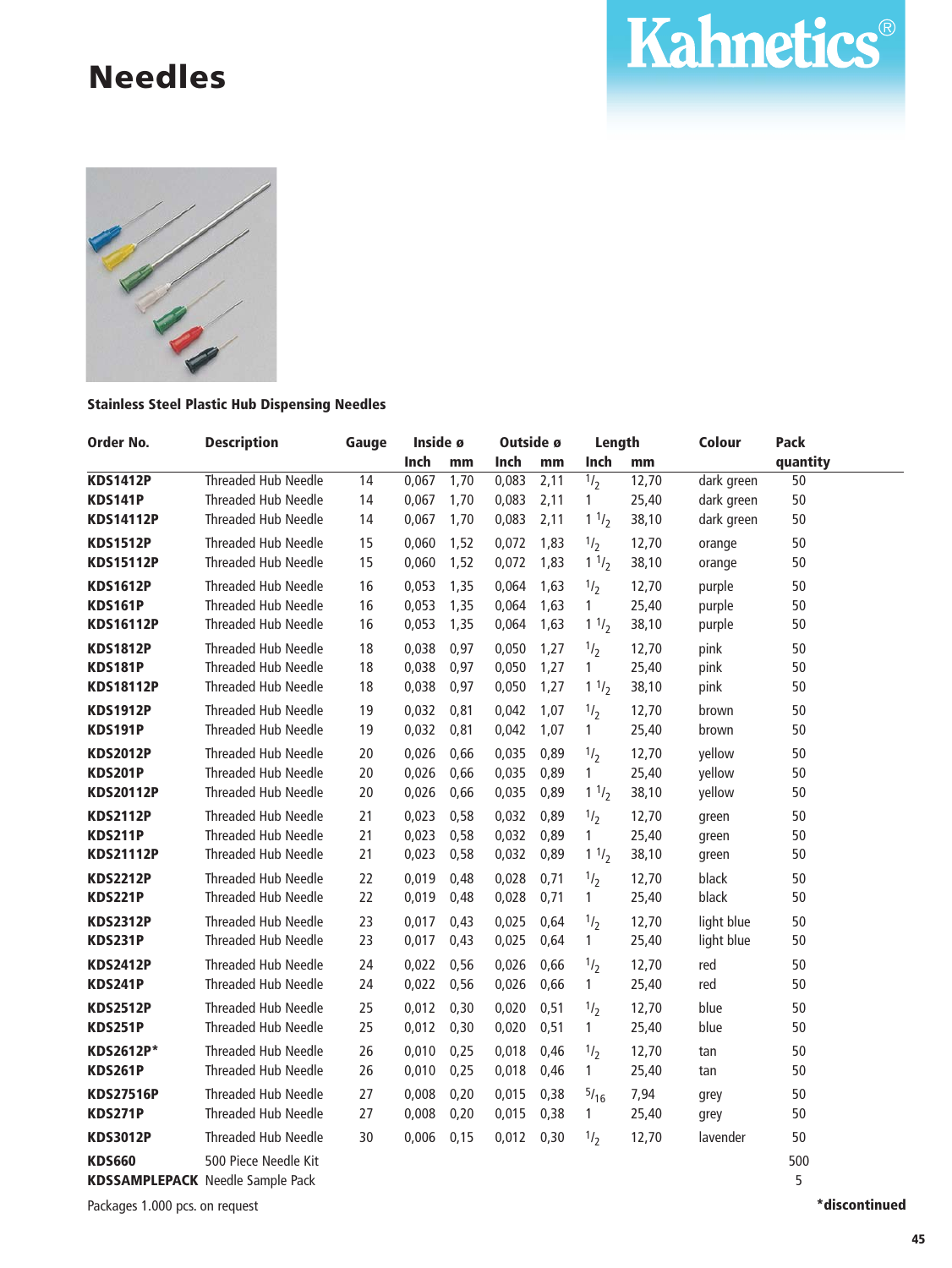# Needles

**Kahnetics®**

**Stainless Steel Plastic Hub Dispensing Needles**

| Order No. | Description | Gauge | Inside ø | | Outside ø | | Length | | Colour | Pack |
|---|---|---|---|---|---|---|---|---|---|---|
| | | | Inch | mm | Inch | mm | Inch | mm | | quantity |
| **KDS1412P** | Threaded Hub Needle | 14 | 0,067 | 1,70 | 0,083 | 2,11 | 1/2 | 12,70 | dark green | 50 |
| **KDS141P** | Threaded Hub Needle | 14 | 0,067 | 1,70 | 0,083 | 2,11 | 1 | 25,40 | dark green | 50 |
| **KDS14112P** | Threaded Hub Needle | 14 | 0,067 | 1,70 | 0,083 | 2,11 | 1 1/2 | 38,10 | dark green | 50 |
| **KDS1512P** | Threaded Hub Needle | 15 | 0,060 | 1,52 | 0,072 | 1,83 | 1/2 | 12,70 | orange | 50 |
| **KDS15112P** | Threaded Hub Needle | 15 | 0,060 | 1,52 | 0,072 | 1,83 | 1 1/2 | 38,10 | orange | 50 |
| **KDS1612P** | Threaded Hub Needle | 16 | 0,053 | 1,35 | 0,064 | 1,63 | 1/2 | 12,70 | purple | 50 |
| **KDS161P** | Threaded Hub Needle | 16 | 0,053 | 1,35 | 0,064 | 1,63 | 1 | 25,40 | purple | 50 |
| **KDS16112P** | Threaded Hub Needle | 16 | 0,053 | 1,35 | 0,064 | 1,63 | 1 1/2 | 38,10 | purple | 50 |
| **KDS1812P** | Threaded Hub Needle | 18 | 0,038 | 0,97 | 0,050 | 1,27 | 1/2 | 12,70 | pink | 50 |
| **KDS181P** | Threaded Hub Needle | 18 | 0,038 | 0,97 | 0,050 | 1,27 | 1 | 25,40 | pink | 50 |
| **KDS18112P** | Threaded Hub Needle | 18 | 0,038 | 0,97 | 0,050 | 1,27 | 1 1/2 | 38,10 | pink | 50 |
| **KDS1912P** | Threaded Hub Needle | 19 | 0,032 | 0,81 | 0,042 | 1,07 | 1/2 | 12,70 | brown | 50 |
| **KDS191P** | Threaded Hub Needle | 19 | 0,032 | 0,81 | 0,042 | 1,07 | 1 | 25,40 | brown | 50 |
| **KDS2012P** | Threaded Hub Needle | 20 | 0,026 | 0,66 | 0,035 | 0,89 | 1/2 | 12,70 | yellow | 50 |
| **KDS201P** | Threaded Hub Needle | 20 | 0,026 | 0,66 | 0,035 | 0,89 | 1 | 25,40 | yellow | 50 |
| **KDS20112P** | Threaded Hub Needle | 20 | 0,026 | 0,66 | 0,035 | 0,89 | 1 1/2 | 38,10 | yellow | 50 |
| **KDS2112P** | Threaded Hub Needle | 21 | 0,023 | 0,58 | 0,032 | 0,89 | 1/2 | 12,70 | green | 50 |
| **KDS211P** | Threaded Hub Needle | 21 | 0,023 | 0,58 | 0,032 | 0,89 | 1 | 25,40 | green | 50 |
| **KDS21112P** | Threaded Hub Needle | 21 | 0,023 | 0,58 | 0,032 | 0,89 | 1 1/2 | 38,10 | green | 50 |
| **KDS2212P** | Threaded Hub Needle | 22 | 0,019 | 0,48 | 0,028 | 0,71 | 1/2 | 12,70 | black | 50 |
| **KDS221P** | Threaded Hub Needle | 22 | 0,019 | 0,48 | 0,028 | 0,71 | 1 | 25,40 | black | 50 |
| **KDS2312P** | Threaded Hub Needle | 23 | 0,017 | 0,43 | 0,025 | 0,64 | 1/2 | 12,70 | light blue | 50 |
| **KDS231P** | Threaded Hub Needle | 23 | 0,017 | 0,43 | 0,025 | 0,64 | 1 | 25,40 | light blue | 50 |
| **KDS2412P** | Threaded Hub Needle | 24 | 0,022 | 0,56 | 0,026 | 0,66 | 1/2 | 12,70 | red | 50 |
| **KDS241P** | Threaded Hub Needle | 24 | 0,022 | 0,56 | 0,026 | 0,66 | 1 | 25,40 | red | 50 |
| **KDS2512P** | Threaded Hub Needle | 25 | 0,012 | 0,30 | 0,020 | 0,51 | 1/2 | 12,70 | blue | 50 |
| **KDS251P** | Threaded Hub Needle | 25 | 0,012 | 0,30 | 0,020 | 0,51 | 1 | 25,40 | blue | 50 |
| **KDS2612P*** | Threaded Hub Needle | 26 | 0,010 | 0,25 | 0,018 | 0,46 | 1/2 | 12,70 | tan | 50 |
| **KDS261P** | Threaded Hub Needle | 26 | 0,010 | 0,25 | 0,018 | 0,46 | 1 | 25,40 | tan | 50 |
| **KDS27516P** | Threaded Hub Needle | 27 | 0,008 | 0,20 | 0,015 | 0,38 | 5/16 | 7,94 | grey | 50 |
| **KDS271P** | Threaded Hub Needle | 27 | 0,008 | 0,20 | 0,015 | 0,38 | 1 | 25,40 | grey | 50 |
| **KDS3012P** | Threaded Hub Needle | 30 | 0,006 | 0,15 | 0,012 | 0,30 | 1/2 | 12,70 | lavender | 50 |
| **KDS660** | 500 Piece Needle Kit | | | | | | | | | 500 |
| **KDSSAMPLEPACK** | Needle Sample Pack | | | | | | | | | 5 |

Packages 1.000 pcs. on request

**\*discontinued**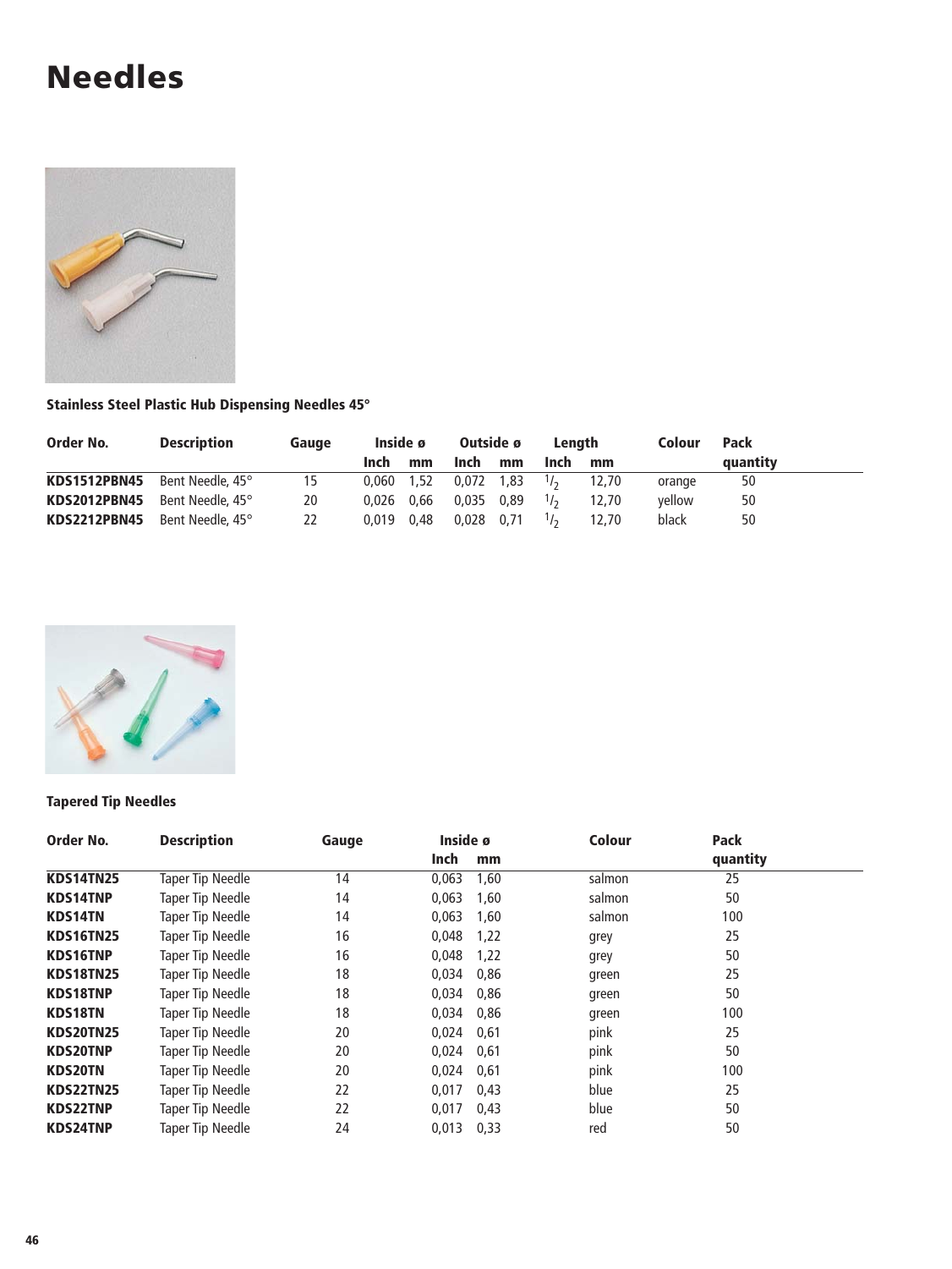# Needles

### Stainless Steel Plastic Hub Dispensing Needles 45°

| Order No. | Description | Gauge | Inside ø | | Outside ø | | Length | | Colour | Pack |
|---|---|---|---|---|---|---|---|---|---|---|
| | | | Inch | mm | Inch | mm | Inch | mm | | quantity |
| **KDS1512PBN45** | Bent Needle, 45° | 15 | 0,060 | 1,52 | 0,072 | 1,83 | 1/2 | 12,70 | orange | 50 |
| **KDS2012PBN45** | Bent Needle, 45° | 20 | 0,026 | 0,66 | 0,035 | 0,89 | 1/2 | 12,70 | yellow | 50 |
| **KDS2212PBN45** | Bent Needle, 45° | 22 | 0,019 | 0,48 | 0,028 | 0,71 | 1/2 | 12,70 | black | 50 |

### Tapered Tip Needles

| Order No. | Description | Gauge | Inside ø | | Colour | Pack |
|---|---|---|---|---|---|---|
| | | | Inch | mm | | quantity |
| **KDS14TN25** | Taper Tip Needle | 14 | 0,063 | 1,60 | salmon | 25 |
| **KDS14TNP** | Taper Tip Needle | 14 | 0,063 | 1,60 | salmon | 50 |
| **KDS14TN** | Taper Tip Needle | 14 | 0,063 | 1,60 | salmon | 100 |
| **KDS16TN25** | Taper Tip Needle | 16 | 0,048 | 1,22 | grey | 25 |
| **KDS16TNP** | Taper Tip Needle | 16 | 0,048 | 1,22 | grey | 50 |
| **KDS18TN25** | Taper Tip Needle | 18 | 0,034 | 0,86 | green | 25 |
| **KDS18TNP** | Taper Tip Needle | 18 | 0,034 | 0,86 | green | 50 |
| **KDS18TN** | Taper Tip Needle | 18 | 0,034 | 0,86 | green | 100 |
| **KDS20TN25** | Taper Tip Needle | 20 | 0,024 | 0,61 | pink | 25 |
| **KDS20TNP** | Taper Tip Needle | 20 | 0,024 | 0,61 | pink | 50 |
| **KDS20TN** | Taper Tip Needle | 20 | 0,024 | 0,61 | pink | 100 |
| **KDS22TN25** | Taper Tip Needle | 22 | 0,017 | 0,43 | blue | 25 |
| **KDS22TNP** | Taper Tip Needle | 22 | 0,017 | 0,43 | blue | 50 |
| **KDS24TNP** | Taper Tip Needle | 24 | 0,013 | 0,33 | red | 50 |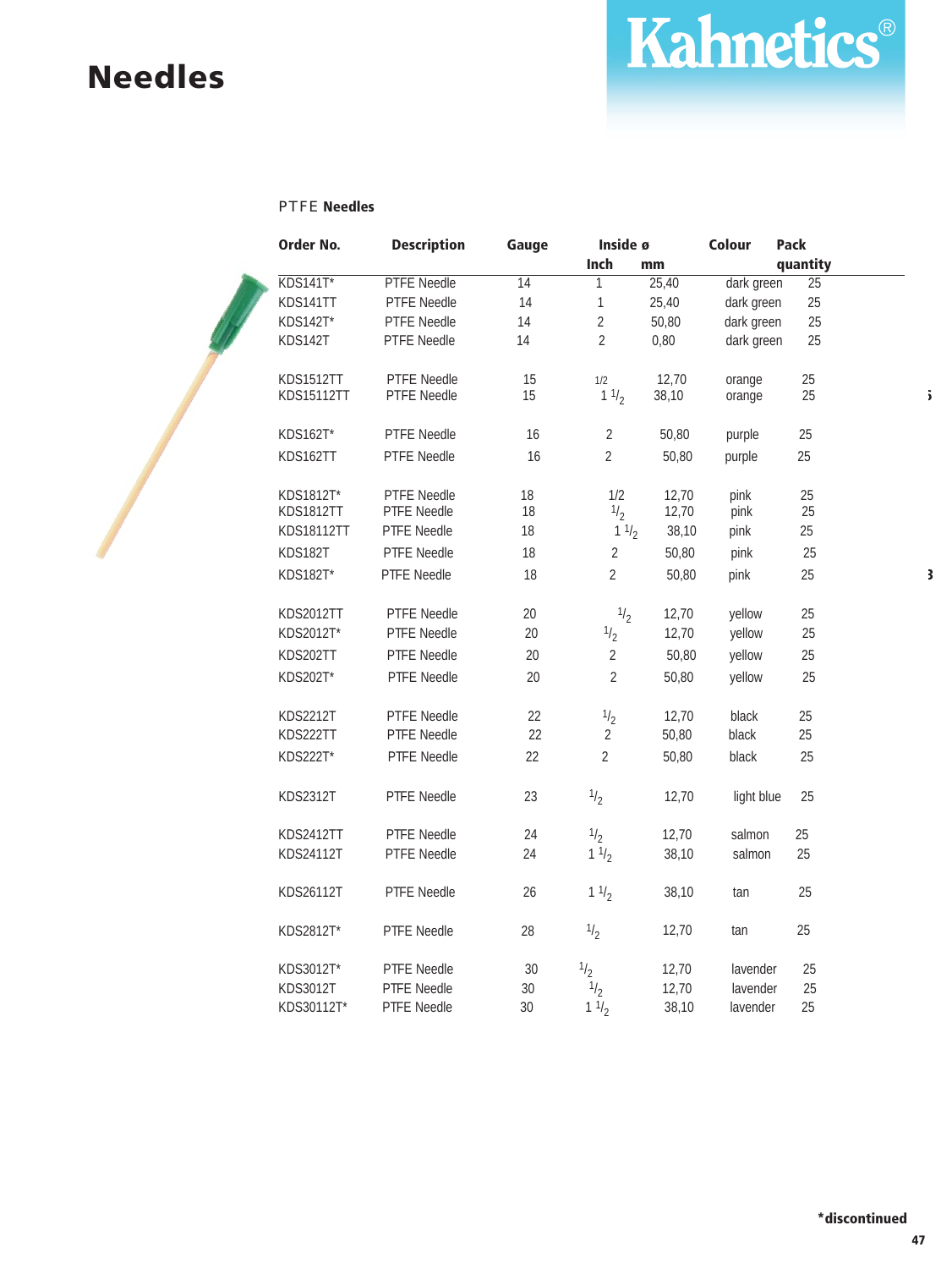# Needles

Kahnetics®

PTFE **Needles**

| Order No. | Description | Gauge | Inside ø | | Colour | Pack quantity |
|---|---|---|---|---|---|---|
| | | | Inch | mm | | |
| KDS141T* | PTFE Needle | 14 | 1 | 25,40 | dark green | 25 |
| KDS141TT | PTFE Needle | 14 | 1 | 25,40 | dark green | 25 |
| KDS142T* | PTFE Needle | 14 | 2 | 50,80 | dark green | 25 |
| KDS142T | PTFE Needle | 14 | 2 | 0,80 | dark green | 25 |
| KDS1512TT | PTFE Needle | 15 | 1/2 | 12,70 | orange | 25 |
| KDS15112TT | PTFE Needle | 15 | 1 1/2 | 38,10 | orange | 25 |
| KDS162T* | PTFE Needle | 16 | 2 | 50,80 | purple | 25 |
| KDS162TT | PTFE Needle | 16 | 2 | 50,80 | purple | 25 |
| KDS1812T* | PTFE Needle | 18 | 1/2 | 12,70 | pink | 25 |
| KDS1812TT | PTFE Needle | 18 | 1/2 | 12,70 | pink | 25 |
| KDS18112TT | PTFE Needle | 18 | 1 1/2 | 38,10 | pink | 25 |
| KDS182T | PTFE Needle | 18 | 2 | 50,80 | pink | 25 |
| KDS182T* | PTFE Needle | 18 | 2 | 50,80 | pink | 25 |
| KDS2012TT | PTFE Needle | 20 | 1/2 | 12,70 | yellow | 25 |
| KDS2012T* | PTFE Needle | 20 | 1/2 | 12,70 | yellow | 25 |
| KDS202TT | PTFE Needle | 20 | 2 | 50,80 | yellow | 25 |
| KDS202T* | PTFE Needle | 20 | 2 | 50,80 | yellow | 25 |
| KDS2212T | PTFE Needle | 22 | 1/2 | 12,70 | black | 25 |
| KDS222TT | PTFE Needle | 22 | 2 | 50,80 | black | 25 |
| KDS222T* | PTFE Needle | 22 | 2 | 50,80 | black | 25 |
| KDS2312T | PTFE Needle | 23 | 1/2 | 12,70 | light blue | 25 |
| KDS2412TT | PTFE Needle | 24 | 1/2 | 12,70 | salmon | 25 |
| KDS24112T | PTFE Needle | 24 | 1 1/2 | 38,10 | salmon | 25 |
| KDS26112T | PTFE Needle | 26 | 1 1/2 | 38,10 | tan | 25 |
| KDS2812T* | PTFE Needle | 28 | 1/2 | 12,70 | tan | 25 |
| KDS3012T* | PTFE Needle | 30 | 1/2 | 12,70 | lavender | 25 |
| KDS3012T | PTFE Needle | 30 | 1/2 | 12,70 | lavender | 25 |
| KDS30112T* | PTFE Needle | 30 | 1 1/2 | 38,10 | lavender | 25 |

***discontinued**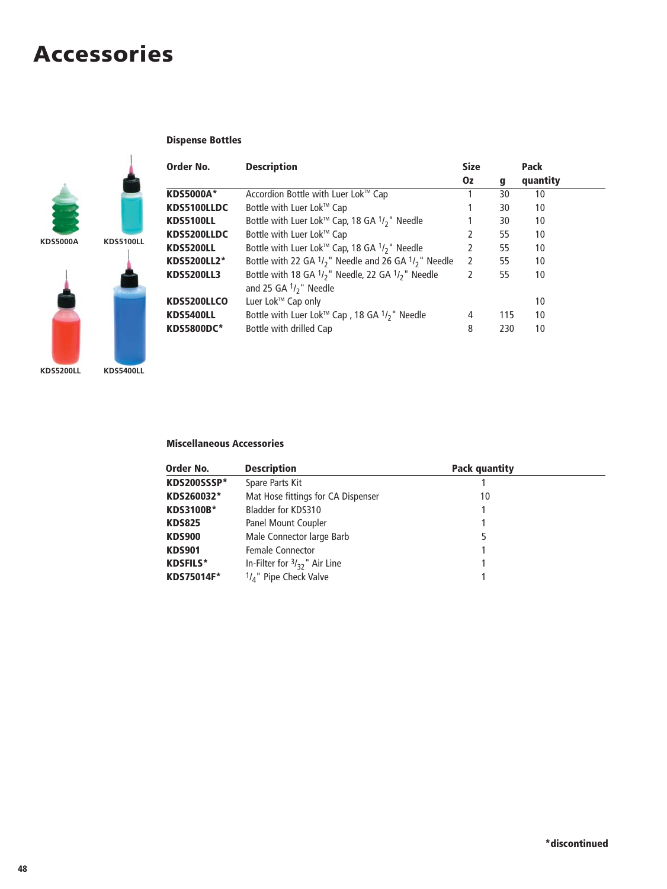# Accessories

KDS5000A

KDS5100LL

KDS5200LL

KDS5400LL

### Dispense Bottles

| Order No. | Description | Size Oz | g | Pack quantity |
|---|---|---|---|---|
| **KDS5000A*** | Accordion Bottle with Luer Lok™ Cap | 1 | 30 | 10 |
| **KDS5100LLDC** | Bottle with Luer Lok™ Cap | 1 | 30 | 10 |
| **KDS5100LL** | Bottle with Luer Lok™ Cap, 18 GA 1/2" Needle | 1 | 30 | 10 |
| **KDS5200LLDC** | Bottle with Luer Lok™ Cap | 2 | 55 | 10 |
| **KDS5200LL** | Bottle with Luer Lok™ Cap, 18 GA 1/2" Needle | 2 | 55 | 10 |
| **KDS5200LL2*** | Bottle with 22 GA 1/2" Needle and 26 GA 1/2" Needle | 2 | 55 | 10 |
| **KDS5200LL3** | Bottle with 18 GA 1/2" Needle, 22 GA 1/2" Needle and 25 GA 1/2" Needle | 2 | 55 | 10 |
| **KDS5200LLCO** | Luer Lok™ Cap only | | | 10 |
| **KDS5400LL** | Bottle with Luer Lok™ Cap , 18 GA 1/2" Needle | 4 | 115 | 10 |
| **KDS5800DC*** | Bottle with drilled Cap | 8 | 230 | 10 |

### Miscellaneous Accessories

| Order No. | Description | Pack quantity |
|---|---|---|
| **KDS200SSSP*** | Spare Parts Kit | 1 |
| **KDS260032*** | Mat Hose fittings for CA Dispenser | 10 |
| **KDS3100B*** | Bladder for KDS310 | 1 |
| **KDS825** | Panel Mount Coupler | 1 |
| **KDS900** | Male Connector large Barb | 5 |
| **KDS901** | Female Connector | 1 |
| **KDSFILS*** | In-Filter for 3/32" Air Line | 1 |
| **KDS75014F*** | 1/4" Pipe Check Valve | 1 |

***discontinued**